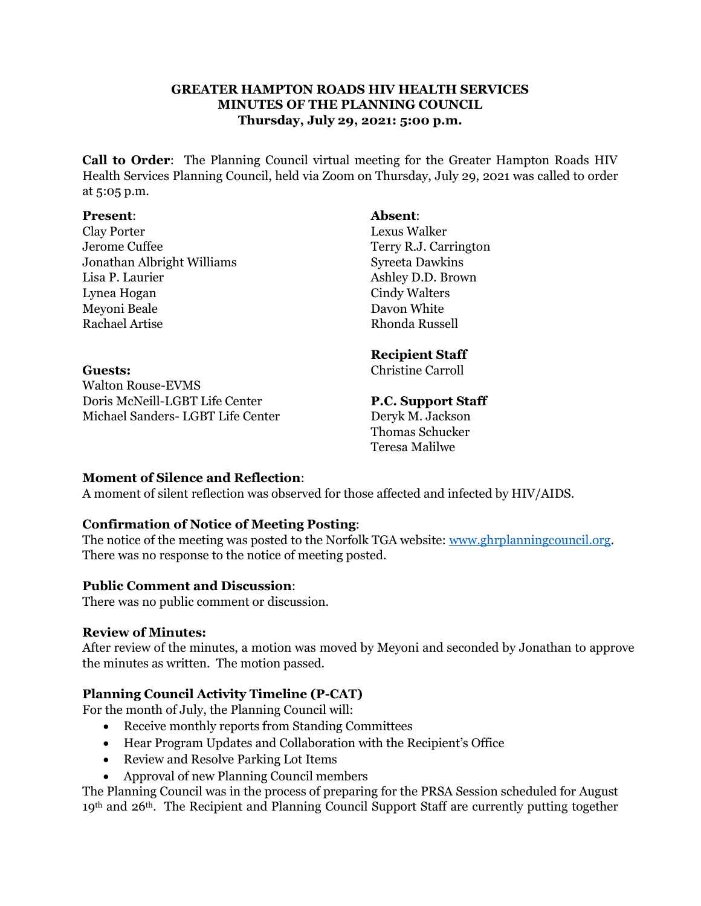**GREATER HAMPTON ROADS HIV HEALTH SERVICES**
**MINUTES OF THE PLANNING COUNCIL**
**Thursday, July 29, 2021: 5:00 p.m.**

**Call to Order**: The Planning Council virtual meeting for the Greater Hampton Roads HIV Health Services Planning Council, held via Zoom on Thursday, July 29, 2021 was called to order at 5:05 p.m.

**Present**:
Clay Porter
Jerome Cuffee
Jonathan Albright Williams
Lisa P. Laurier
Lynea Hogan
Meyoni Beale
Rachael Artise

**Absent**:
Lexus Walker
Terry R.J. Carrington
Syreeta Dawkins
Ashley D.D. Brown
Cindy Walters
Davon White
Rhonda Russell

**Recipient Staff**
Christine Carroll

**Guests:**
Walton Rouse-EVMS
Doris McNeill-LGBT Life Center
Michael Sanders- LGBT Life Center

**P.C. Support Staff**
Deryk M. Jackson
Thomas Schucker
Teresa Malilwe

**Moment of Silence and Reflection**:
A moment of silent reflection was observed for those affected and infected by HIV/AIDS.

**Confirmation of Notice of Meeting Posting**:
The notice of the meeting was posted to the Norfolk TGA website: www.ghrplanningcouncil.org. There was no response to the notice of meeting posted.

**Public Comment and Discussion**:
There was no public comment or discussion.

**Review of Minutes:**
After review of the minutes, a motion was moved by Meyoni and seconded by Jonathan to approve the minutes as written. The motion passed.

**Planning Council Activity Timeline (P-CAT)**
For the month of July, the Planning Council will:

- Receive monthly reports from Standing Committees
- Hear Program Updates and Collaboration with the Recipient's Office
- Review and Resolve Parking Lot Items
- Approval of new Planning Council members

The Planning Council was in the process of preparing for the PRSA Session scheduled for August 19th and 26th. The Recipient and Planning Council Support Staff are currently putting together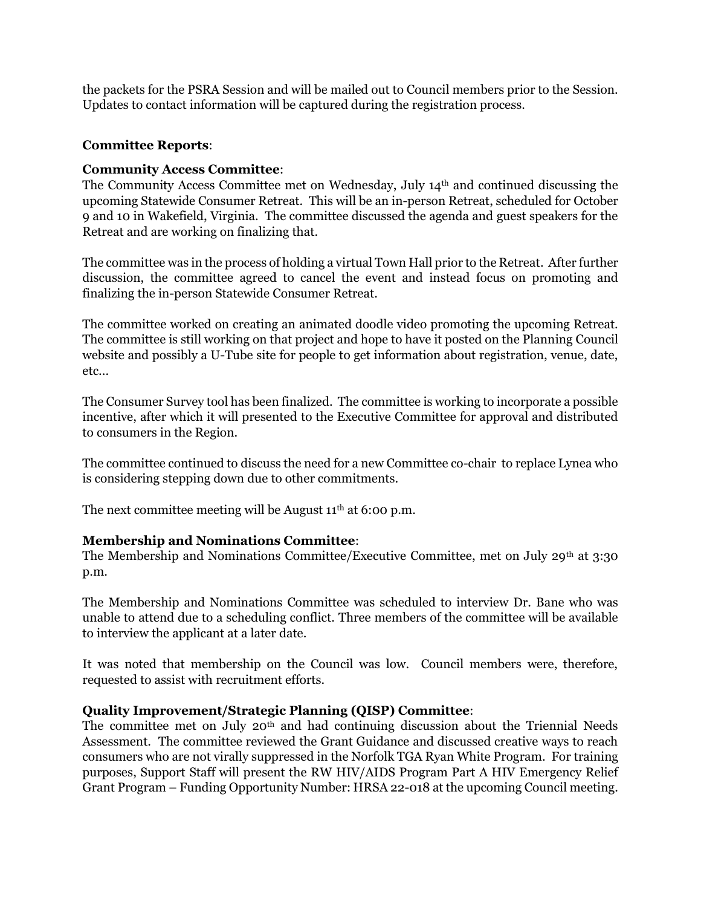the packets for the PSRA Session and will be mailed out to Council members prior to the Session. Updates to contact information will be captured during the registration process.

**Committee Reports**:

**Community Access Committee**:

The Community Access Committee met on Wednesday, July 14th and continued discussing the upcoming Statewide Consumer Retreat. This will be an in-person Retreat, scheduled for October 9 and 10 in Wakefield, Virginia. The committee discussed the agenda and guest speakers for the Retreat and are working on finalizing that.

The committee was in the process of holding a virtual Town Hall prior to the Retreat. After further discussion, the committee agreed to cancel the event and instead focus on promoting and finalizing the in-person Statewide Consumer Retreat.

The committee worked on creating an animated doodle video promoting the upcoming Retreat. The committee is still working on that project and hope to have it posted on the Planning Council website and possibly a U-Tube site for people to get information about registration, venue, date, etc…

The Consumer Survey tool has been finalized. The committee is working to incorporate a possible incentive, after which it will presented to the Executive Committee for approval and distributed to consumers in the Region.

The committee continued to discuss the need for a new Committee co-chair to replace Lynea who is considering stepping down due to other commitments.

The next committee meeting will be August 11th at 6:00 p.m.

**Membership and Nominations Committee**:

The Membership and Nominations Committee/Executive Committee, met on July 29th at 3:30 p.m.

The Membership and Nominations Committee was scheduled to interview Dr. Bane who was unable to attend due to a scheduling conflict. Three members of the committee will be available to interview the applicant at a later date.

It was noted that membership on the Council was low. Council members were, therefore, requested to assist with recruitment efforts.

**Quality Improvement/Strategic Planning (QISP) Committee**:

The committee met on July 20th and had continuing discussion about the Triennial Needs Assessment. The committee reviewed the Grant Guidance and discussed creative ways to reach consumers who are not virally suppressed in the Norfolk TGA Ryan White Program. For training purposes, Support Staff will present the RW HIV/AIDS Program Part A HIV Emergency Relief Grant Program – Funding Opportunity Number: HRSA 22-018 at the upcoming Council meeting.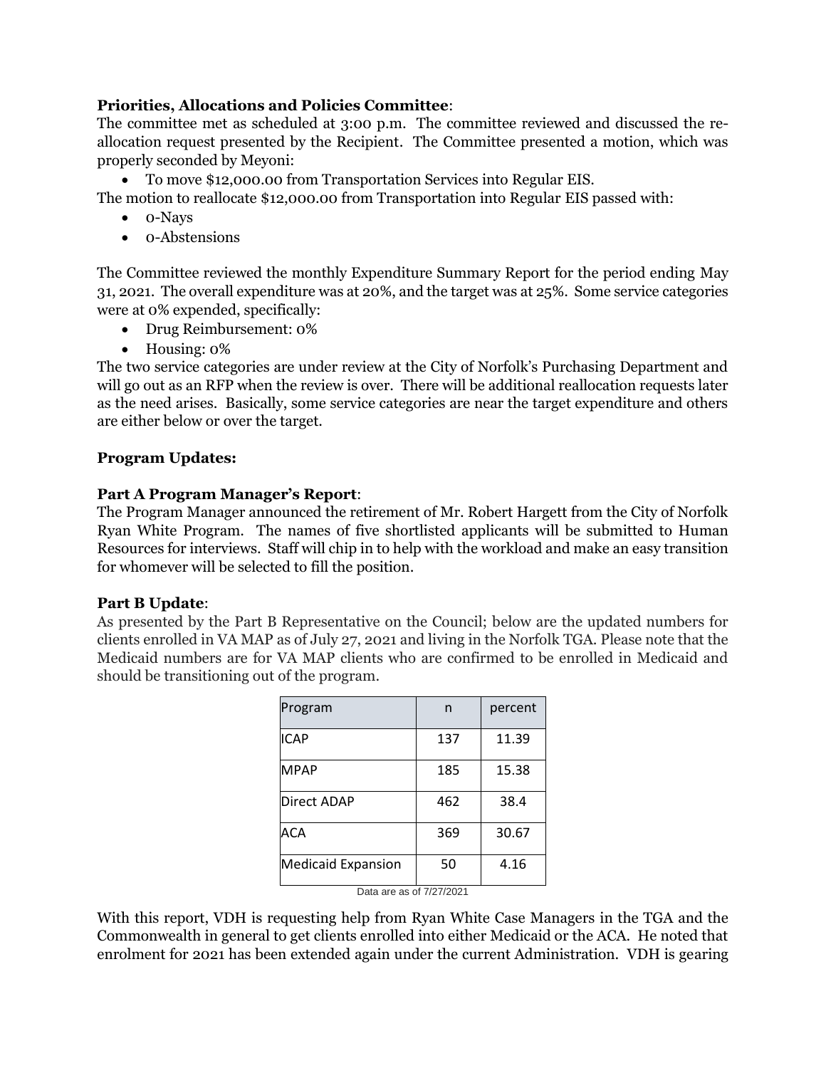**Priorities, Allocations and Policies Committee**:

The committee met as scheduled at 3:00 p.m. The committee reviewed and discussed the re-allocation request presented by the Recipient. The Committee presented a motion, which was properly seconded by Meyoni:

- To move $12,000.00 from Transportation Services into Regular EIS.

The motion to reallocate $12,000.00 from Transportation into Regular EIS passed with:

- 0-Nays
- 0-Abstensions

The Committee reviewed the monthly Expenditure Summary Report for the period ending May 31, 2021. The overall expenditure was at 20%, and the target was at 25%. Some service categories were at 0% expended, specifically:

- Drug Reimbursement: 0%
- Housing: 0%

The two service categories are under review at the City of Norfolk's Purchasing Department and will go out as an RFP when the review is over. There will be additional reallocation requests later as the need arises. Basically, some service categories are near the target expenditure and others are either below or over the target.

**Program Updates:**

**Part A Program Manager's Report**:

The Program Manager announced the retirement of Mr. Robert Hargett from the City of Norfolk Ryan White Program. The names of five shortlisted applicants will be submitted to Human Resources for interviews. Staff will chip in to help with the workload and make an easy transition for whomever will be selected to fill the position.

**Part B Update**:

As presented by the Part B Representative on the Council; below are the updated numbers for clients enrolled in VA MAP as of July 27, 2021 and living in the Norfolk TGA. Please note that the Medicaid numbers are for VA MAP clients who are confirmed to be enrolled in Medicaid and should be transitioning out of the program.

| Program | n | percent |
|---|---|---|
| ICAP | 137 | 11.39 |
| MPAP | 185 | 15.38 |
| Direct ADAP | 462 | 38.4 |
| ACA | 369 | 30.67 |
| Medicaid Expansion | 50 | 4.16 |

Data are as of 7/27/2021

With this report, VDH is requesting help from Ryan White Case Managers in the TGA and the Commonwealth in general to get clients enrolled into either Medicaid or the ACA. He noted that enrolment for 2021 has been extended again under the current Administration. VDH is gearing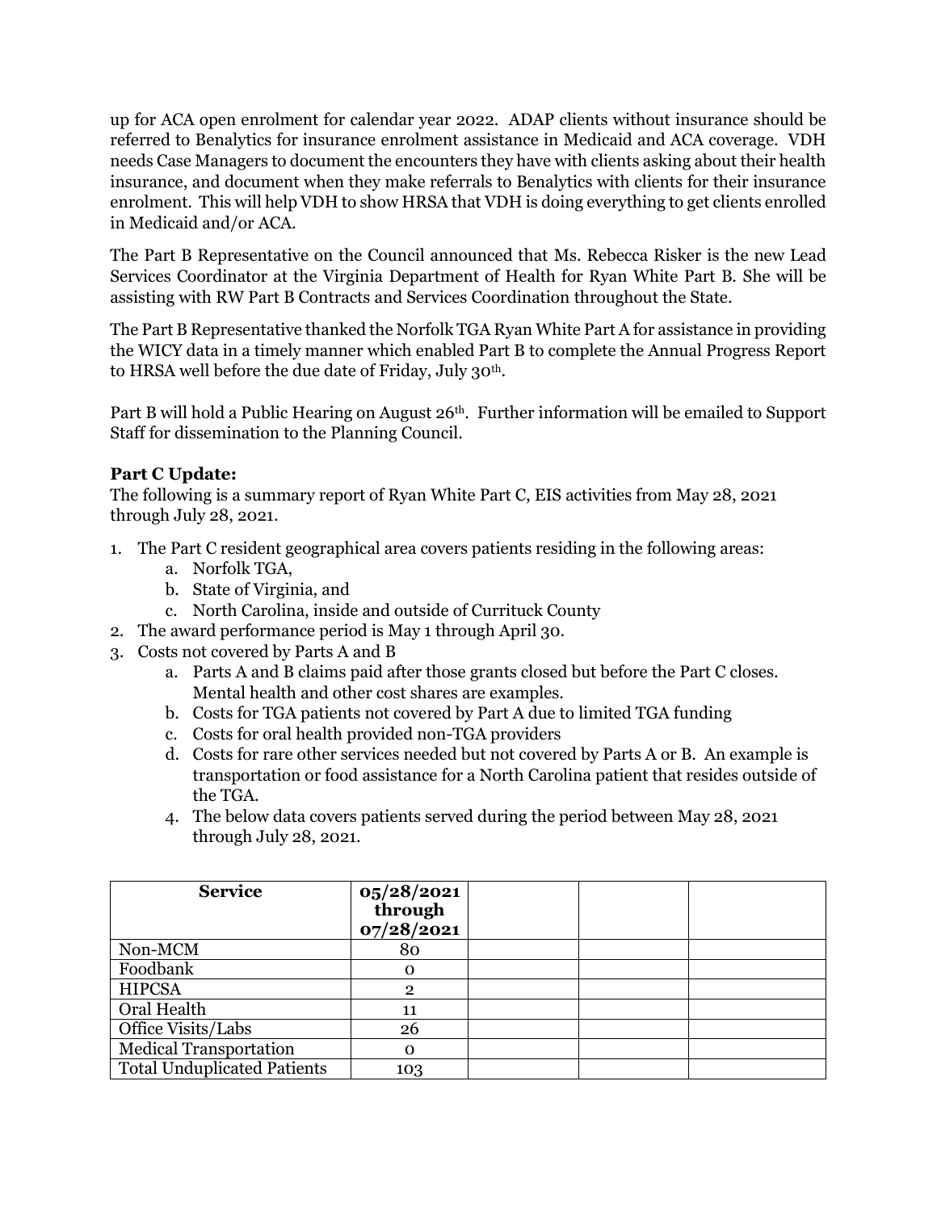up for ACA open enrolment for calendar year 2022. ADAP clients without insurance should be referred to Benalytics for insurance enrolment assistance in Medicaid and ACA coverage. VDH needs Case Managers to document the encounters they have with clients asking about their health insurance, and document when they make referrals to Benalytics with clients for their insurance enrolment. This will help VDH to show HRSA that VDH is doing everything to get clients enrolled in Medicaid and/or ACA.

The Part B Representative on the Council announced that Ms. Rebecca Risker is the new Lead Services Coordinator at the Virginia Department of Health for Ryan White Part B. She will be assisting with RW Part B Contracts and Services Coordination throughout the State.

The Part B Representative thanked the Norfolk TGA Ryan White Part A for assistance in providing the WICY data in a timely manner which enabled Part B to complete the Annual Progress Report to HRSA well before the due date of Friday, July 30th.

Part B will hold a Public Hearing on August 26th. Further information will be emailed to Support Staff for dissemination to the Planning Council.

**Part C Update:**

The following is a summary report of Ryan White Part C, EIS activities from May 28, 2021 through July 28, 2021.

1. The Part C resident geographical area covers patients residing in the following areas:
   a. Norfolk TGA,
   b. State of Virginia, and
   c. North Carolina, inside and outside of Currituck County
2. The award performance period is May 1 through April 30.
3. Costs not covered by Parts A and B
   a. Parts A and B claims paid after those grants closed but before the Part C closes. Mental health and other cost shares are examples.
   b. Costs for TGA patients not covered by Part A due to limited TGA funding
   c. Costs for oral health provided non-TGA providers
   d. Costs for rare other services needed but not covered by Parts A or B. An example is transportation or food assistance for a North Carolina patient that resides outside of the TGA.
   4. The below data covers patients served during the period between May 28, 2021 through July 28, 2021.

| Service | 05/28/2021 through 07/28/2021 | | | |
|---|---|---|---|---|
| Non-MCM | 80 | | | |
| Foodbank | 0 | | | |
| HIPCSA | 2 | | | |
| Oral Health | 11 | | | |
| Office Visits/Labs | 26 | | | |
| Medical Transportation | 0 | | | |
| Total Unduplicated Patients | 103 | | | |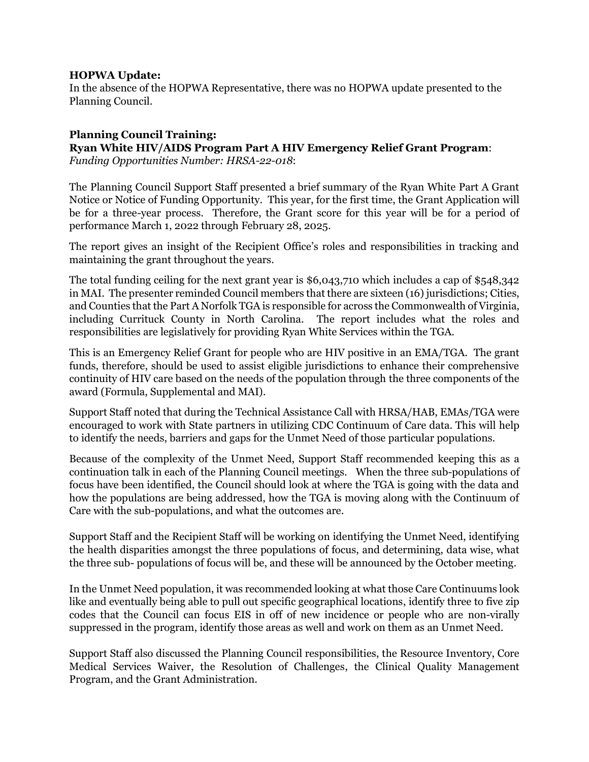**HOPWA Update:**
In the absence of the HOPWA Representative, there was no HOPWA update presented to the Planning Council.

**Planning Council Training:**
**Ryan White HIV/AIDS Program Part A HIV Emergency Relief Grant Program**:
*Funding Opportunities Number: HRSA-22-018*:

The Planning Council Support Staff presented a brief summary of the Ryan White Part A Grant Notice or Notice of Funding Opportunity. This year, for the first time, the Grant Application will be for a three-year process. Therefore, the Grant score for this year will be for a period of performance March 1, 2022 through February 28, 2025.

The report gives an insight of the Recipient Office's roles and responsibilities in tracking and maintaining the grant throughout the years.

The total funding ceiling for the next grant year is $6,043,710 which includes a cap of $548,342 in MAI. The presenter reminded Council members that there are sixteen (16) jurisdictions; Cities, and Counties that the Part A Norfolk TGA is responsible for across the Commonwealth of Virginia, including Currituck County in North Carolina. The report includes what the roles and responsibilities are legislatively for providing Ryan White Services within the TGA.

This is an Emergency Relief Grant for people who are HIV positive in an EMA/TGA. The grant funds, therefore, should be used to assist eligible jurisdictions to enhance their comprehensive continuity of HIV care based on the needs of the population through the three components of the award (Formula, Supplemental and MAI).

Support Staff noted that during the Technical Assistance Call with HRSA/HAB, EMAs/TGA were encouraged to work with State partners in utilizing CDC Continuum of Care data. This will help to identify the needs, barriers and gaps for the Unmet Need of those particular populations.

Because of the complexity of the Unmet Need, Support Staff recommended keeping this as a continuation talk in each of the Planning Council meetings. When the three sub-populations of focus have been identified, the Council should look at where the TGA is going with the data and how the populations are being addressed, how the TGA is moving along with the Continuum of Care with the sub-populations, and what the outcomes are.

Support Staff and the Recipient Staff will be working on identifying the Unmet Need, identifying the health disparities amongst the three populations of focus, and determining, data wise, what the three sub- populations of focus will be, and these will be announced by the October meeting.

In the Unmet Need population, it was recommended looking at what those Care Continuums look like and eventually being able to pull out specific geographical locations, identify three to five zip codes that the Council can focus EIS in off of new incidence or people who are non-virally suppressed in the program, identify those areas as well and work on them as an Unmet Need.

Support Staff also discussed the Planning Council responsibilities, the Resource Inventory, Core Medical Services Waiver, the Resolution of Challenges, the Clinical Quality Management Program, and the Grant Administration.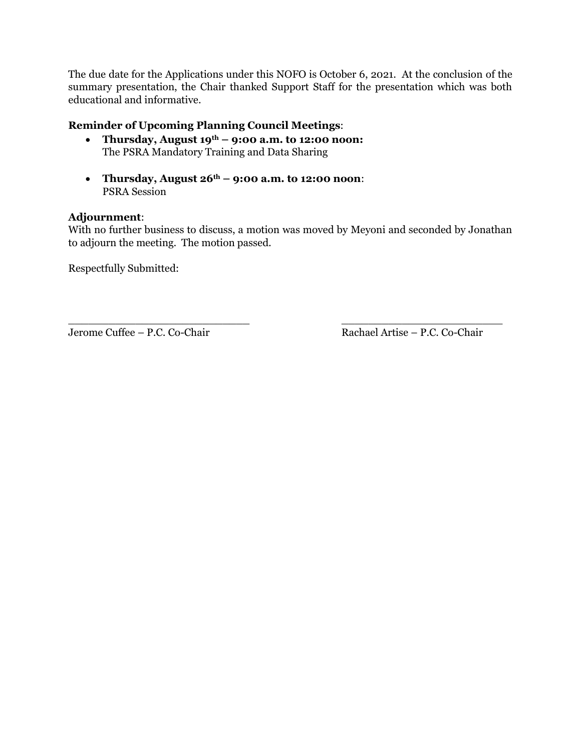The due date for the Applications under this NOFO is October 6, 2021. At the conclusion of the summary presentation, the Chair thanked Support Staff for the presentation which was both educational and informative.

**Reminder of Upcoming Planning Council Meetings**:

- **Thursday, August 19th – 9:00 a.m. to 12:00 noon:**
  The PSRA Mandatory Training and Data Sharing

- **Thursday, August 26th – 9:00 a.m. to 12:00 noon**:
  PSRA Session

**Adjournment**:
With no further business to discuss, a motion was moved by Meyoni and seconded by Jonathan to adjourn the meeting. The motion passed.

Respectfully Submitted:

\_\_\_\_\_\_\_\_\_\_\_\_\_\_\_\_\_\_\_\_\_\_\_\_\_\_\_\_
Jerome Cuffee – P.C. Co-Chair

\_\_\_\_\_\_\_\_\_\_\_\_\_\_\_\_\_\_\_\_\_\_\_\_\_\_\_\_
Rachael Artise – P.C. Co-Chair